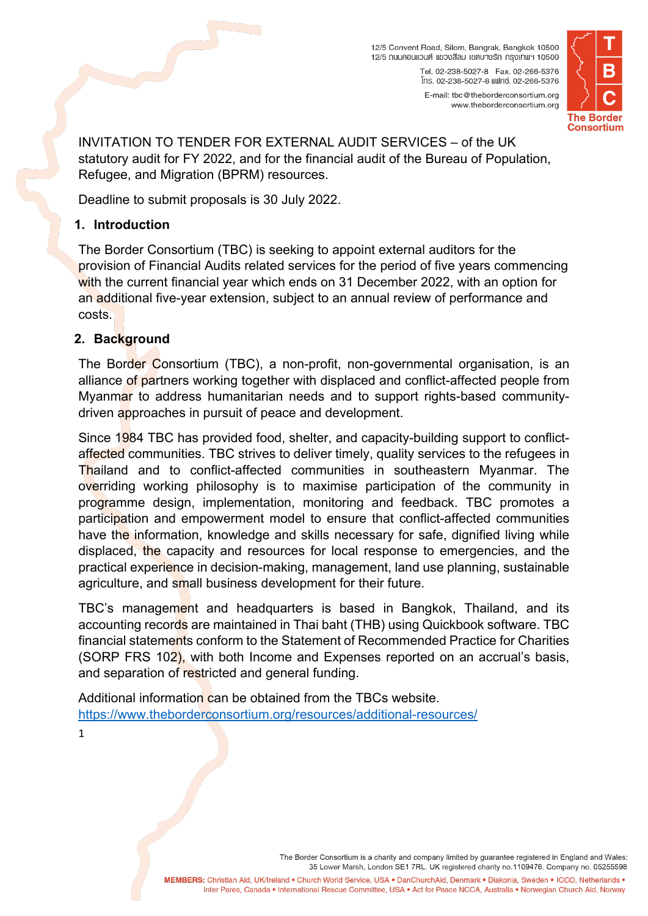INVITATION TO TENDER FOR EXTERNAL AUDIT SERVICES – of the UK statutory audit for FY 2022, and for the financial audit of the Bureau of Population, Refugee, and Migration (BPRM) resources.

Deadline to submit proposals is 30 July 2022.

## 1. Introduction

The Border Consortium (TBC) is seeking to appoint external auditors for the provision of Financial Audits related services for the period of five years commencing with the current financial year which ends on 31 December 2022, with an option for an additional five-year extension, subject to an annual review of performance and costs.

## 2. Background

The Border Consortium (TBC), a non-profit, non-governmental organisation, is an alliance of partners working together with displaced and conflict-affected people from Myanmar to address humanitarian needs and to support rights-based community-driven approaches in pursuit of peace and development.

Since 1984 TBC has provided food, shelter, and capacity-building support to conflict-affected communities. TBC strives to deliver timely, quality services to the refugees in Thailand and to conflict-affected communities in southeastern Myanmar. The overriding working philosophy is to maximise participation of the community in programme design, implementation, monitoring and feedback. TBC promotes a participation and empowerment model to ensure that conflict-affected communities have the information, knowledge and skills necessary for safe, dignified living while displaced, the capacity and resources for local response to emergencies, and the practical experience in decision-making, management, land use planning, sustainable agriculture, and small business development for their future.

TBC's management and headquarters is based in Bangkok, Thailand, and its accounting records are maintained in Thai baht (THB) using Quickbook software. TBC financial statements conform to the Statement of Recommended Practice for Charities (SORP FRS 102), with both Income and Expenses reported on an accrual's basis, and separation of restricted and general funding.

Additional information can be obtained from the TBCs website.
https://www.theborderconsortium.org/resources/additional-resources/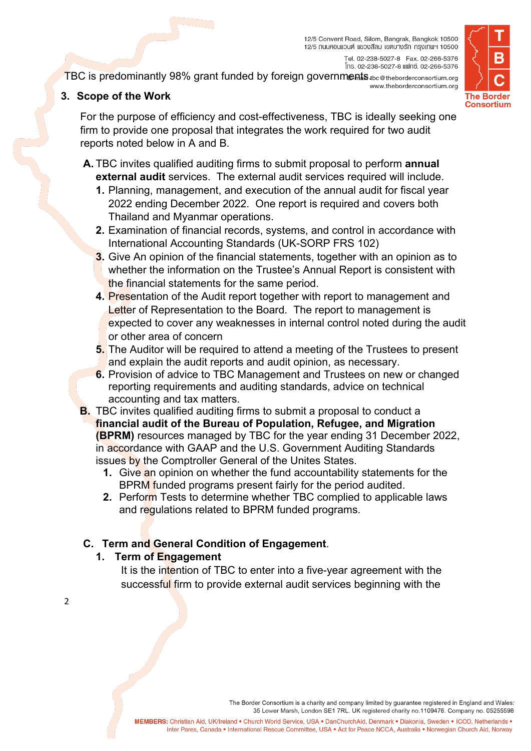TBC is predominantly 98% grant funded by foreign governments.

## 3. Scope of the Work

For the purpose of efficiency and cost-effectiveness, TBC is ideally seeking one firm to provide one proposal that integrates the work required for two audit reports noted below in A and B.

**A.** TBC invites qualified auditing firms to submit proposal to perform **annual external audit** services. The external audit services required will include.

1. Planning, management, and execution of the annual audit for fiscal year 2022 ending December 2022. One report is required and covers both Thailand and Myanmar operations.
2. Examination of financial records, systems, and control in accordance with International Accounting Standards (UK-SORP FRS 102)
3. Give An opinion of the financial statements, together with an opinion as to whether the information on the Trustee's Annual Report is consistent with the financial statements for the same period.
4. Presentation of the Audit report together with report to management and Letter of Representation to the Board. The report to management is expected to cover any weaknesses in internal control noted during the audit or other area of concern
5. The Auditor will be required to attend a meeting of the Trustees to present and explain the audit reports and audit opinion, as necessary.
6. Provision of advice to TBC Management and Trustees on new or changed reporting requirements and auditing standards, advice on technical accounting and tax matters.

**B.** TBC invites qualified auditing firms to submit a proposal to conduct a **financial audit of the Bureau of Population, Refugee, and Migration (BPRM)** resources managed by TBC for the year ending 31 December 2022, in accordance with GAAP and the U.S. Government Auditing Standards issues by the Comptroller General of the Unites States.

1. Give an opinion on whether the fund accountability statements for the BPRM funded programs present fairly for the period audited.
2. Perform Tests to determine whether TBC complied to applicable laws and regulations related to BPRM funded programs.

**C. Term and General Condition of Engagement**.

**1. Term of Engagement**

It is the intention of TBC to enter into a five-year agreement with the successful firm to provide external audit services beginning with the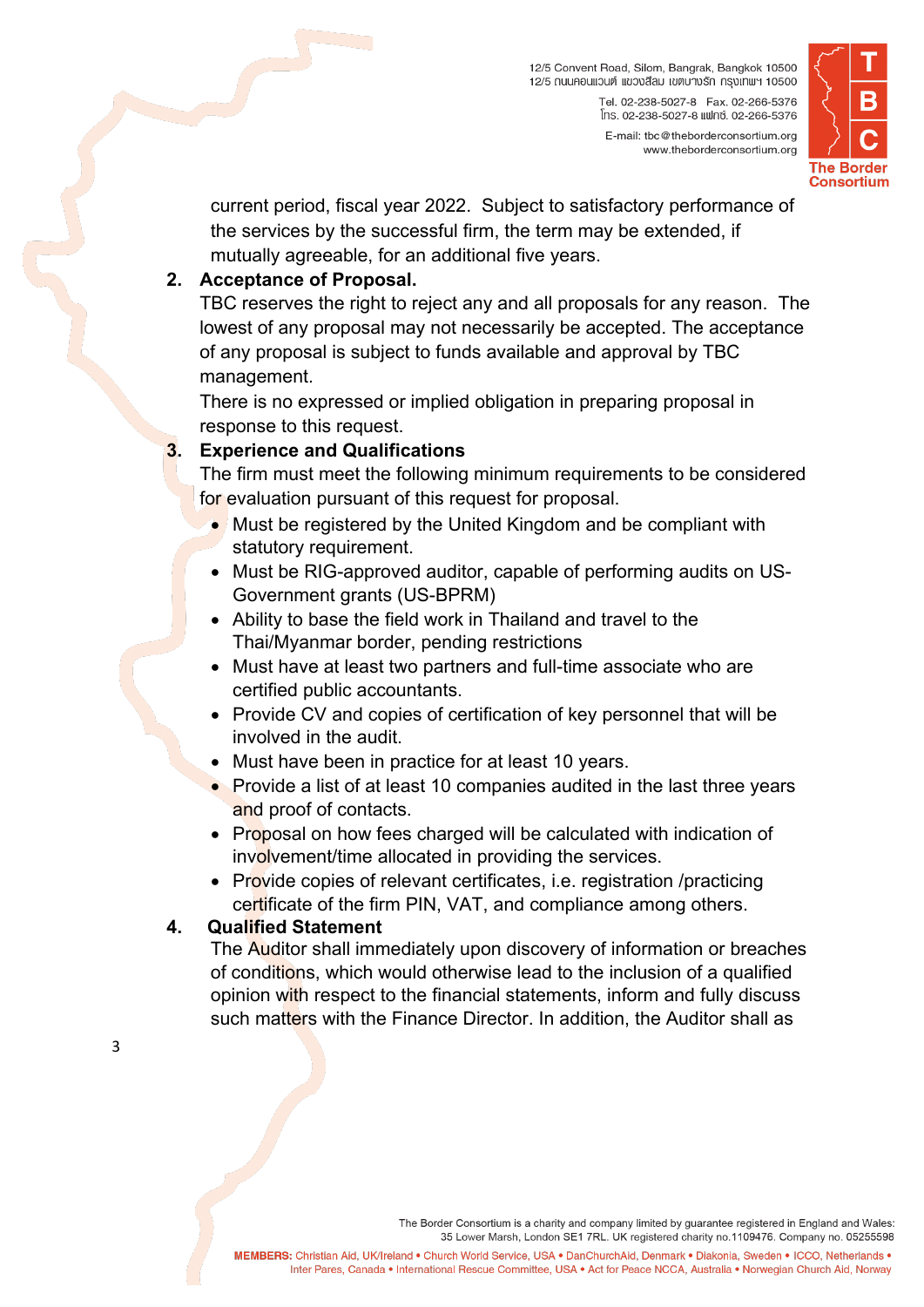current period, fiscal year 2022. Subject to satisfactory performance of the services by the successful firm, the term may be extended, if mutually agreeable, for an additional five years.

2. **Acceptance of Proposal.**
   TBC reserves the right to reject any and all proposals for any reason. The lowest of any proposal may not necessarily be accepted. The acceptance of any proposal is subject to funds available and approval by TBC management.
   There is no expressed or implied obligation in preparing proposal in response to this request.

3. **Experience and Qualifications**
   The firm must meet the following minimum requirements to be considered for evaluation pursuant of this request for proposal.
   - Must be registered by the United Kingdom and be compliant with statutory requirement.
   - Must be RIG-approved auditor, capable of performing audits on US-Government grants (US-BPRM)
   - Ability to base the field work in Thailand and travel to the Thai/Myanmar border, pending restrictions
   - Must have at least two partners and full-time associate who are certified public accountants.
   - Provide CV and copies of certification of key personnel that will be involved in the audit.
   - Must have been in practice for at least 10 years.
   - Provide a list of at least 10 companies audited in the last three years and proof of contacts.
   - Proposal on how fees charged will be calculated with indication of involvement/time allocated in providing the services.
   - Provide copies of relevant certificates, i.e. registration /practicing certificate of the firm PIN, VAT, and compliance among others.

4. **Qualified Statement**
   The Auditor shall immediately upon discovery of information or breaches of conditions, which would otherwise lead to the inclusion of a qualified opinion with respect to the financial statements, inform and fully discuss such matters with the Finance Director. In addition, the Auditor shall as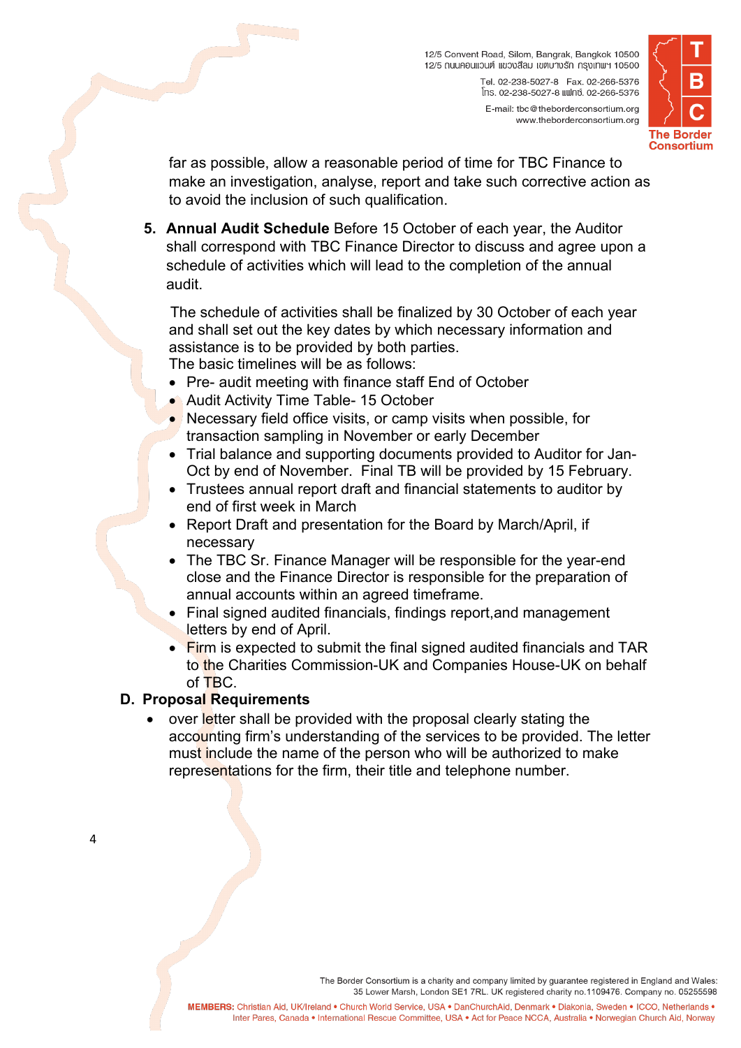far as possible, allow a reasonable period of time for TBC Finance to make an investigation, analyse, report and take such corrective action as to avoid the inclusion of such qualification.

5. **Annual Audit Schedule** Before 15 October of each year, the Auditor shall correspond with TBC Finance Director to discuss and agree upon a schedule of activities which will lead to the completion of the annual audit.

   The schedule of activities shall be finalized by 30 October of each year and shall set out the key dates by which necessary information and assistance is to be provided by both parties.
   The basic timelines will be as follows:

   - Pre- audit meeting with finance staff End of October
   - Audit Activity Time Table- 15 October
   - Necessary field office visits, or camp visits when possible, for transaction sampling in November or early December
   - Trial balance and supporting documents provided to Auditor for Jan-Oct by end of November. Final TB will be provided by 15 February.
   - Trustees annual report draft and financial statements to auditor by end of first week in March
   - Report Draft and presentation for the Board by March/April, if necessary
   - The TBC Sr. Finance Manager will be responsible for the year-end close and the Finance Director is responsible for the preparation of annual accounts within an agreed timeframe.
   - Final signed audited financials, findings report,and management letters by end of April.
   - Firm is expected to submit the final signed audited financials and TAR to the Charities Commission-UK and Companies House-UK on behalf of TBC.

## D. Proposal Requirements

- over letter shall be provided with the proposal clearly stating the accounting firm's understanding of the services to be provided. The letter must include the name of the person who will be authorized to make representations for the firm, their title and telephone number.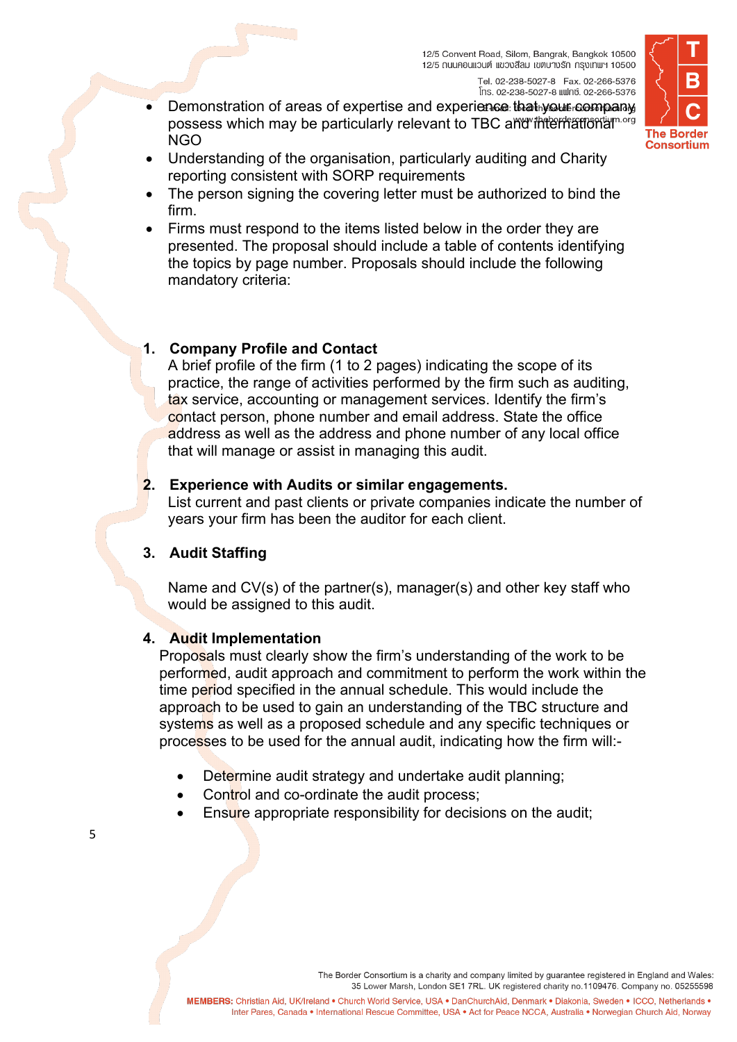- Demonstration of areas of expertise and experience that your company possess which may be particularly relevant to TBC and international NGO
- Understanding of the organisation, particularly auditing and Charity reporting consistent with SORP requirements
- The person signing the covering letter must be authorized to bind the firm.
- Firms must respond to the items listed below in the order they are presented. The proposal should include a table of contents identifying the topics by page number. Proposals should include the following mandatory criteria:

**1. Company Profile and Contact**

A brief profile of the firm (1 to 2 pages) indicating the scope of its practice, the range of activities performed by the firm such as auditing, tax service, accounting or management services. Identify the firm's contact person, phone number and email address. State the office address as well as the address and phone number of any local office that will manage or assist in managing this audit.

**2. Experience with Audits or similar engagements.**

List current and past clients or private companies indicate the number of years your firm has been the auditor for each client.

**3. Audit Staffing**

Name and CV(s) of the partner(s), manager(s) and other key staff who would be assigned to this audit.

**4. Audit Implementation**

Proposals must clearly show the firm's understanding of the work to be performed, audit approach and commitment to perform the work within the time period specified in the annual schedule. This would include the approach to be used to gain an understanding of the TBC structure and systems as well as a proposed schedule and any specific techniques or processes to be used for the annual audit, indicating how the firm will:-

- Determine audit strategy and undertake audit planning;
- Control and co-ordinate the audit process;
- Ensure appropriate responsibility for decisions on the audit;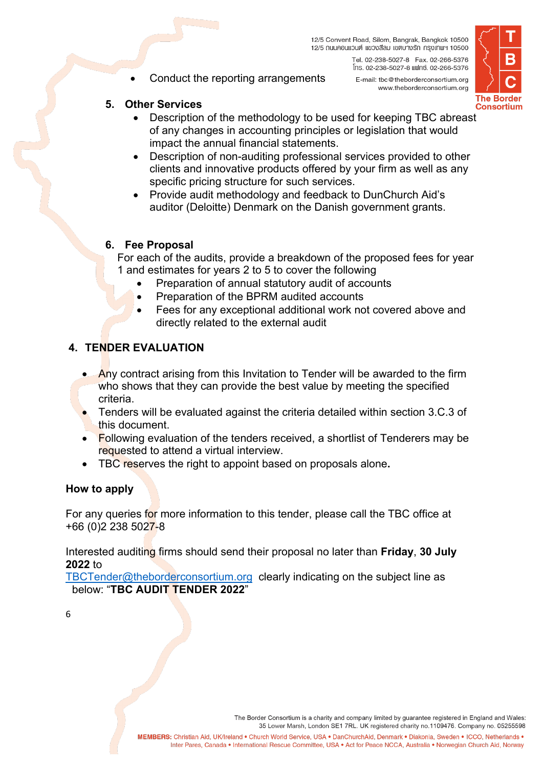- Conduct the reporting arrangements

5. **Other Services**
    - Description of the methodology to be used for keeping TBC abreast of any changes in accounting principles or legislation that would impact the annual financial statements.
    - Description of non-auditing professional services provided to other clients and innovative products offered by your firm as well as any specific pricing structure for such services.
    - Provide audit methodology and feedback to DunChurch Aid's auditor (Deloitte) Denmark on the Danish government grants.

6. **Fee Proposal**

    For each of the audits, provide a breakdown of the proposed fees for year 1 and estimates for years 2 to 5 to cover the following
    - Preparation of annual statutory audit of accounts
    - Preparation of the BPRM audited accounts
    - Fees for any exceptional additional work not covered above and directly related to the external audit

## 4. TENDER EVALUATION

- Any contract arising from this Invitation to Tender will be awarded to the firm who shows that they can provide the best value by meeting the specified criteria.
- Tenders will be evaluated against the criteria detailed within section 3.C.3 of this document.
- Following evaluation of the tenders received, a shortlist of Tenderers may be requested to attend a virtual interview.
- TBC reserves the right to appoint based on proposals alone**.**

**How to apply**

For any queries for more information to this tender, please call the TBC office at +66 (0)2 238 5027-8

Interested auditing firms should send their proposal no later than **Friday**, **30 July 2022** to [TBCTender@theborderconsortium.org](mailto:TBCTender@theborderconsortium.org) clearly indicating on the subject line as below: "**TBC AUDIT TENDER 2022**"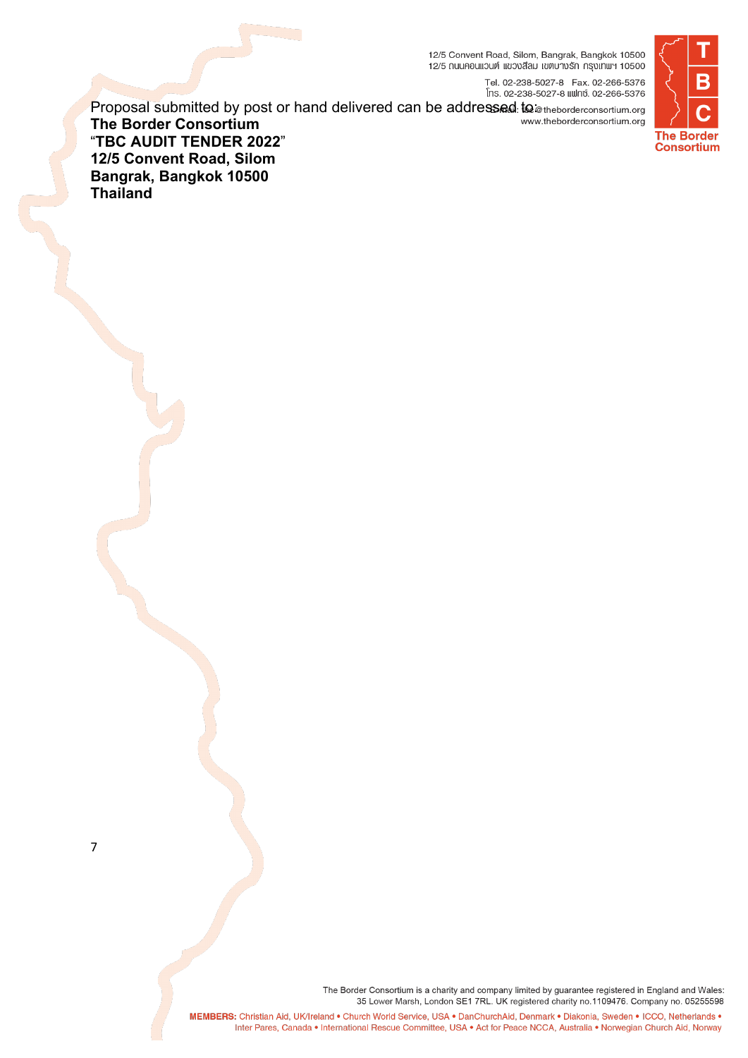Proposal submitted by post or hand delivered can be addressed to:

**The Border Consortium**
**"TBC AUDIT TENDER 2022"**
**12/5 Convent Road, Silom**
**Bangrak, Bangkok 10500**
**Thailand**